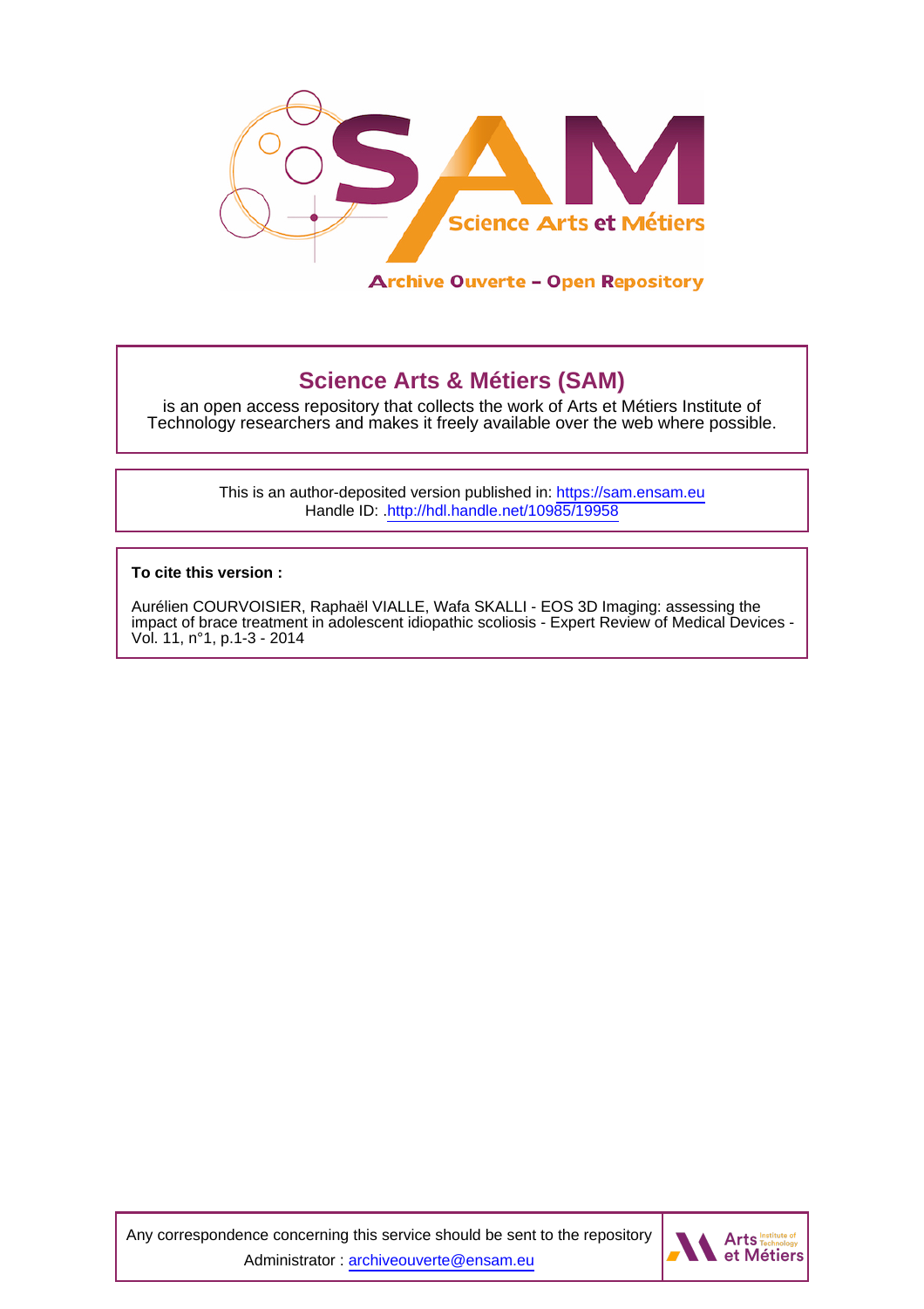Archive Ouverte – Open Repository

## Science Arts & Métiers (SAM)

is an open access repository that collects the work of Arts et Métiers Institute of Technology researchers and makes it freely available over the web where possible.

This is an author-deposited version published in: https://sam.ensam.eu
Handle ID: .http://hdl.handle.net/10985/19958

**To cite this version :**

Aurélien COURVOISIER, Raphaël VIALLE, Wafa SKALLI - EOS 3D Imaging: assessing the impact of brace treatment in adolescent idiopathic scoliosis - Expert Review of Medical Devices - Vol. 11, n°1, p.1-3 - 2014

Any correspondence concerning this service should be sent to the repository Administrator : archiveouverte@ensam.eu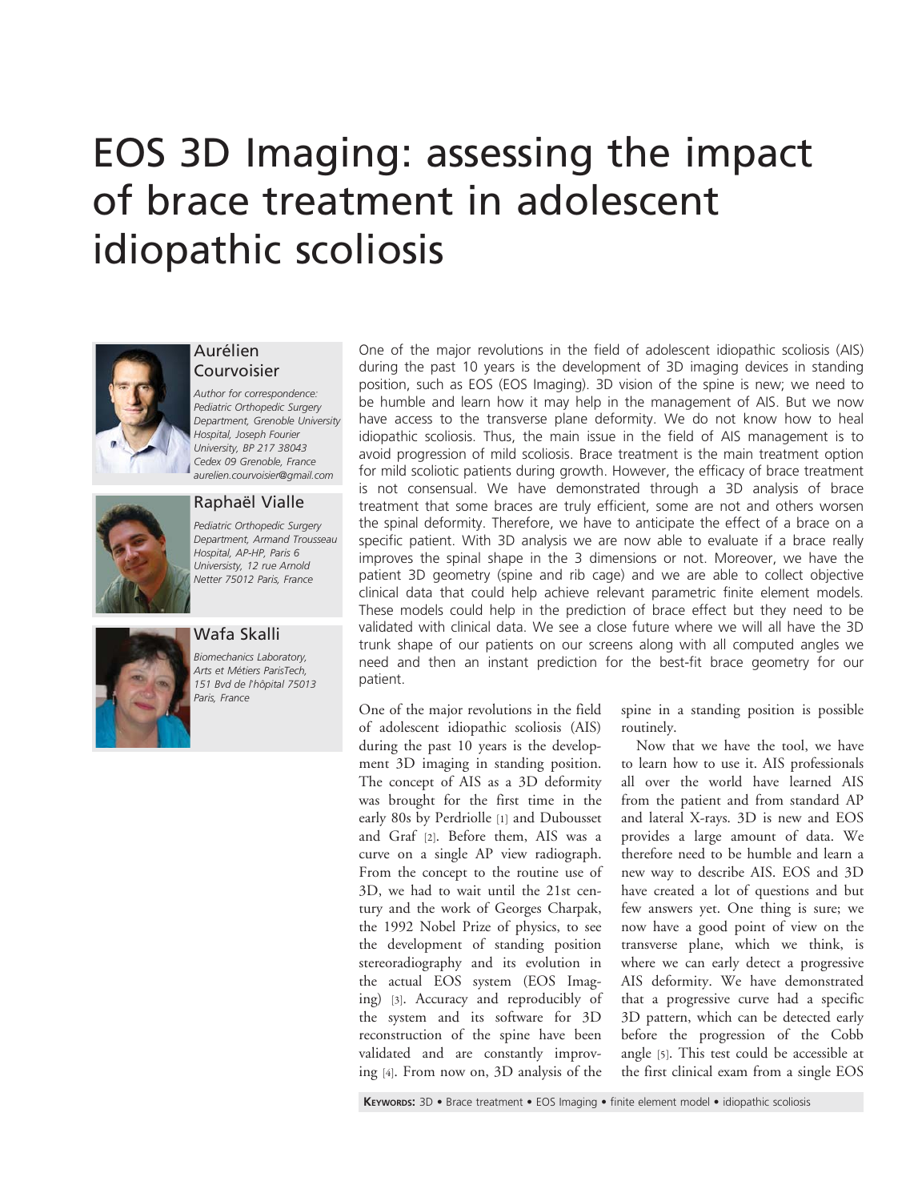# EOS 3D Imaging: assessing the impact of brace treatment in adolescent idiopathic scoliosis

### Aurélien Courvoisier

*Author for correspondence:*
*Pediatric Orthopedic Surgery Department, Grenoble University Hospital, Joseph Fourier University, BP 217 38043 Cedex 09 Grenoble, France*
*aurelien.courvoisier@gmail.com*

### Raphaël Vialle

*Pediatric Orthopedic Surgery Department, Armand Trousseau Hospital, AP-HP, Paris 6 Universisty, 12 rue Arnold Netter 75012 Paris, France*

### Wafa Skalli

*Biomechanics Laboratory, Arts et Métiers ParisTech, 151 Bvd de l'hôpital 75013 Paris, France*

One of the major revolutions in the field of adolescent idiopathic scoliosis (AIS) during the past 10 years is the development of 3D imaging devices in standing position, such as EOS (EOS Imaging). 3D vision of the spine is new; we need to be humble and learn how it may help in the management of AIS. But we now have access to the transverse plane deformity. We do not know how to heal idiopathic scoliosis. Thus, the main issue in the field of AIS management is to avoid progression of mild scoliosis. Brace treatment is the main treatment option for mild scoliotic patients during growth. However, the efficacy of brace treatment is not consensual. We have demonstrated through a 3D analysis of brace treatment that some braces are truly efficient, some are not and others worsen the spinal deformity. Therefore, we have to anticipate the effect of a brace on a specific patient. With 3D analysis we are now able to evaluate if a brace really improves the spinal shape in the 3 dimensions or not. Moreover, we have the patient 3D geometry (spine and rib cage) and we are able to collect objective clinical data that could help achieve relevant parametric finite element models. These models could help in the prediction of brace effect but they need to be validated with clinical data. We see a close future where we will all have the 3D trunk shape of our patients on our screens along with all computed angles we need and then an instant prediction for the best-fit brace geometry for our patient.

One of the major revolutions in the field of adolescent idiopathic scoliosis (AIS) during the past 10 years is the development 3D imaging in standing position. The concept of AIS as a 3D deformity was brought for the first time in the early 80s by Perdriolle [1] and Dubousset and Graf [2]. Before them, AIS was a curve on a single AP view radiograph. From the concept to the routine use of 3D, we had to wait until the 21st century and the work of Georges Charpak, the 1992 Nobel Prize of physics, to see the development of standing position stereoradiography and its evolution in the actual EOS system (EOS Imaging) [3]. Accuracy and reproducibly of the system and its software for 3D reconstruction of the spine have been validated and are constantly improving [4]. From now on, 3D analysis of the spine in a standing position is possible routinely.

Now that we have the tool, we have to learn how to use it. AIS professionals all over the world have learned AIS from the patient and from standard AP and lateral X-rays. 3D is new and EOS provides a large amount of data. We therefore need to be humble and learn a new way to describe AIS. EOS and 3D have created a lot of questions and but few answers yet. One thing is sure; we now have a good point of view on the transverse plane, which we think, is where we can early detect a progressive AIS deformity. We have demonstrated that a progressive curve had a specific 3D pattern, which can be detected early before the progression of the Cobb angle [5]. This test could be accessible at the first clinical exam from a single EOS

**Keywords:** 3D • Brace treatment • EOS Imaging • finite element model • idiopathic scoliosis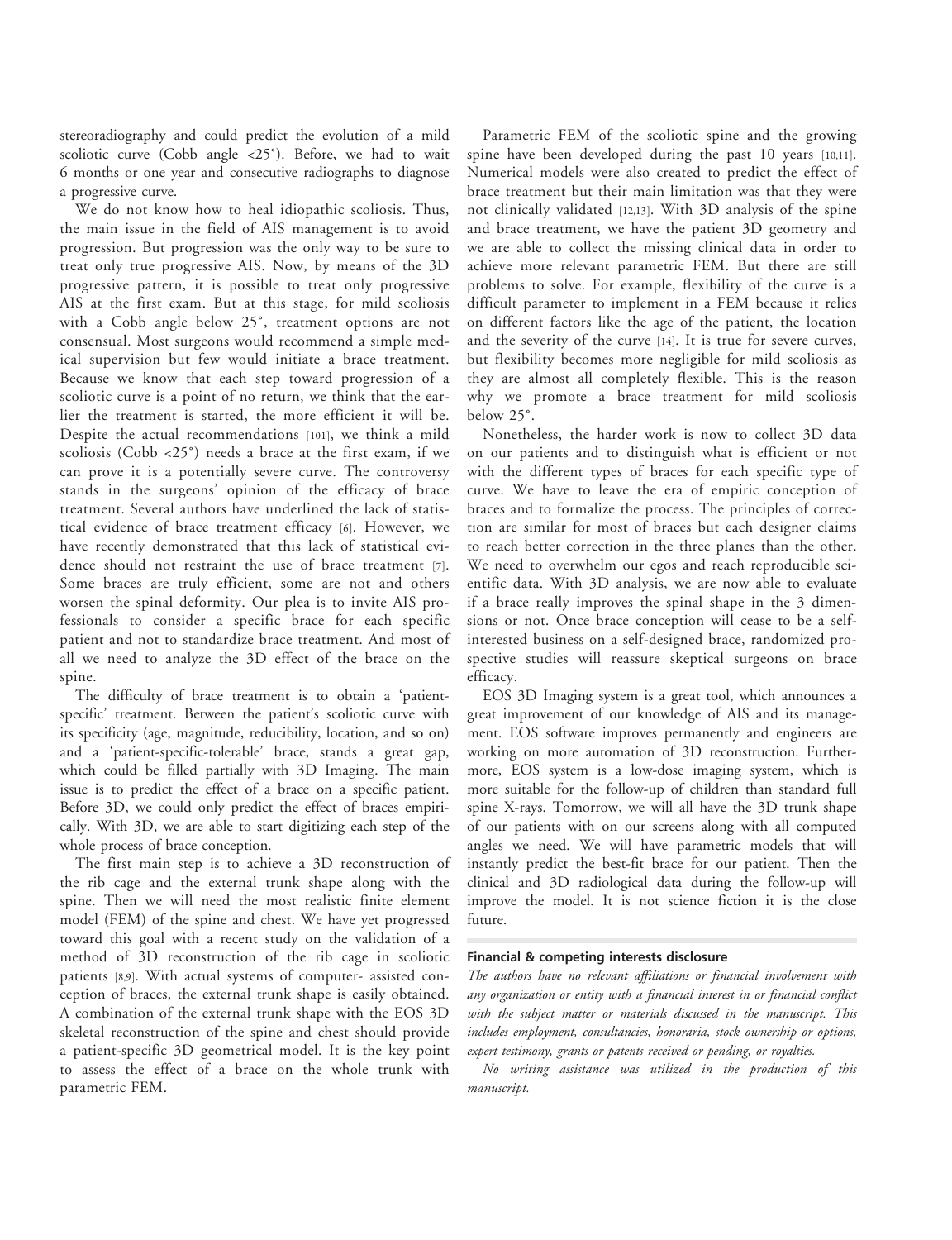stereoradiography and could predict the evolution of a mild scoliotic curve (Cobb angle <25°). Before, we had to wait 6 months or one year and consecutive radiographs to diagnose a progressive curve.

We do not know how to heal idiopathic scoliosis. Thus, the main issue in the field of AIS management is to avoid progression. But progression was the only way to be sure to treat only true progressive AIS. Now, by means of the 3D progressive pattern, it is possible to treat only progressive AIS at the first exam. But at this stage, for mild scoliosis with a Cobb angle below 25°, treatment options are not consensual. Most surgeons would recommend a simple medical supervision but few would initiate a brace treatment. Because we know that each step toward progression of a scoliotic curve is a point of no return, we think that the earlier the treatment is started, the more efficient it will be. Despite the actual recommendations [101], we think a mild scoliosis (Cobb <25°) needs a brace at the first exam, if we can prove it is a potentially severe curve. The controversy stands in the surgeons' opinion of the efficacy of brace treatment. Several authors have underlined the lack of statistical evidence of brace treatment efficacy [6]. However, we have recently demonstrated that this lack of statistical evidence should not restraint the use of brace treatment [7]. Some braces are truly efficient, some are not and others worsen the spinal deformity. Our plea is to invite AIS professionals to consider a specific brace for each specific patient and not to standardize brace treatment. And most of all we need to analyze the 3D effect of the brace on the spine.

The difficulty of brace treatment is to obtain a 'patient-specific' treatment. Between the patient's scoliotic curve with its specificity (age, magnitude, reducibility, location, and so on) and a 'patient-specific-tolerable' brace, stands a great gap, which could be filled partially with 3D Imaging. The main issue is to predict the effect of a brace on a specific patient. Before 3D, we could only predict the effect of braces empirically. With 3D, we are able to start digitizing each step of the whole process of brace conception.

The first main step is to achieve a 3D reconstruction of the rib cage and the external trunk shape along with the spine. Then we will need the most realistic finite element model (FEM) of the spine and chest. We have yet progressed toward this goal with a recent study on the validation of a method of 3D reconstruction of the rib cage in scoliotic patients [8,9]. With actual systems of computer- assisted conception of braces, the external trunk shape is easily obtained. A combination of the external trunk shape with the EOS 3D skeletal reconstruction of the spine and chest should provide a patient-specific 3D geometrical model. It is the key point to assess the effect of a brace on the whole trunk with parametric FEM.

Parametric FEM of the scoliotic spine and the growing spine have been developed during the past 10 years [10,11]. Numerical models were also created to predict the effect of brace treatment but their main limitation was that they were not clinically validated [12,13]. With 3D analysis of the spine and brace treatment, we have the patient 3D geometry and we are able to collect the missing clinical data in order to achieve more relevant parametric FEM. But there are still problems to solve. For example, flexibility of the curve is a difficult parameter to implement in a FEM because it relies on different factors like the age of the patient, the location and the severity of the curve [14]. It is true for severe curves, but flexibility becomes more negligible for mild scoliosis as they are almost all completely flexible. This is the reason why we promote a brace treatment for mild scoliosis below 25°.

Nonetheless, the harder work is now to collect 3D data on our patients and to distinguish what is efficient or not with the different types of braces for each specific type of curve. We have to leave the era of empiric conception of braces and to formalize the process. The principles of correction are similar for most of braces but each designer claims to reach better correction in the three planes than the other. We need to overwhelm our egos and reach reproducible scientific data. With 3D analysis, we are now able to evaluate if a brace really improves the spinal shape in the 3 dimensions or not. Once brace conception will cease to be a self-interested business on a self-designed brace, randomized prospective studies will reassure skeptical surgeons on brace efficacy.

EOS 3D Imaging system is a great tool, which announces a great improvement of our knowledge of AIS and its management. EOS software improves permanently and engineers are working on more automation of 3D reconstruction. Furthermore, EOS system is a low-dose imaging system, which is more suitable for the follow-up of children than standard full spine X-rays. Tomorrow, we will all have the 3D trunk shape of our patients with on our screens along with all computed angles we need. We will have parametric models that will instantly predict the best-fit brace for our patient. Then the clinical and 3D radiological data during the follow-up will improve the model. It is not science fiction it is the close future.

#### Financial & competing interests disclosure

*The authors have no relevant affiliations or financial involvement with any organization or entity with a financial interest in or financial conflict with the subject matter or materials discussed in the manuscript. This includes employment, consultancies, honoraria, stock ownership or options, expert testimony, grants or patents received or pending, or royalties.*

*No writing assistance was utilized in the production of this manuscript.*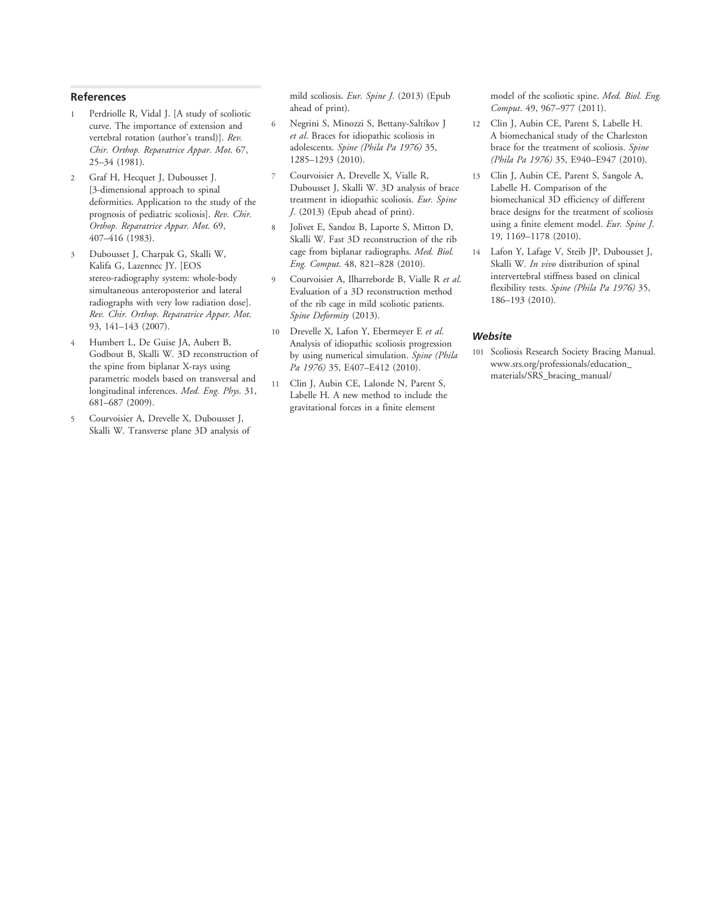## References

1. Perdriolle R, Vidal J. [A study of scoliotic curve. The importance of extension and vertebral rotation (author's transl)]. *Rev. Chir. Orthop. Reparatrice Appar. Mot.* 67, 25–34 (1981).
2. Graf H, Hecquet J, Dubousset J. [3-dimensional approach to spinal deformities. Application to the study of the prognosis of pediatric scoliosis]. *Rev. Chir. Orthop. Reparatrice Appar. Mot.* 69, 407–416 (1983).
3. Dubousset J, Charpak G, Skalli W, Kalifa G, Lazennec JY. [EOS stereo-radiography system: whole-body simultaneous anteroposterior and lateral radiographs with very low radiation dose]. *Rev. Chir. Orthop. Reparatrice Appar. Mot.* 93, 141–143 (2007).
4. Humbert L, De Guise JA, Aubert B, Godbout B, Skalli W. 3D reconstruction of the spine from biplanar X-rays using parametric models based on transversal and longitudinal inferences. *Med. Eng. Phys.* 31, 681–687 (2009).
5. Courvoisier A, Drevelle X, Dubousset J, Skalli W. Transverse plane 3D analysis of mild scoliosis. *Eur. Spine J.* (2013) (Epub ahead of print).
6. Negrini S, Minozzi S, Bettany-Saltikov J *et al.* Braces for idiopathic scoliosis in adolescents. *Spine (Phila Pa 1976)* 35, 1285–1293 (2010).
7. Courvoisier A, Drevelle X, Vialle R, Dubousset J, Skalli W. 3D analysis of brace treatment in idiopathic scoliosis. *Eur. Spine J.* (2013) (Epub ahead of print).
8. Jolivet E, Sandoz B, Laporte S, Mitton D, Skalli W. Fast 3D reconstruction of the rib cage from biplanar radiographs. *Med. Biol. Eng. Comput.* 48, 821–828 (2010).
9. Courvoisier A, Ilharreborde B, Vialle R *et al.* Evaluation of a 3D reconstruction method of the rib cage in mild scoliotic patients. *Spine Deformity* (2013).
10. Drevelle X, Lafon Y, Ebermeyer E *et al.* Analysis of idiopathic scoliosis progression by using numerical simulation. *Spine (Phila Pa 1976)* 35, E407–E412 (2010).
11. Clin J, Aubin CE, Lalonde N, Parent S, Labelle H. A new method to include the gravitational forces in a finite element model of the scoliotic spine. *Med. Biol. Eng. Comput.* 49, 967–977 (2011).
12. Clin J, Aubin CE, Parent S, Labelle H. A biomechanical study of the Charleston brace for the treatment of scoliosis. *Spine (Phila Pa 1976)* 35, E940–E947 (2010).
13. Clin J, Aubin CE, Parent S, Sangole A, Labelle H. Comparison of the biomechanical 3D efficiency of different brace designs for the treatment of scoliosis using a finite element model. *Eur. Spine J.* 19, 1169–1178 (2010).
14. Lafon Y, Lafage V, Steib JP, Dubousset J, Skalli W. *In vivo* distribution of spinal intervertebral stiffness based on clinical flexibility tests. *Spine (Phila Pa 1976)* 35, 186–193 (2010).

### *Website*

101 Scoliosis Research Society Bracing Manual. www.srs.org/professionals/education_materials/SRS_bracing_manual/